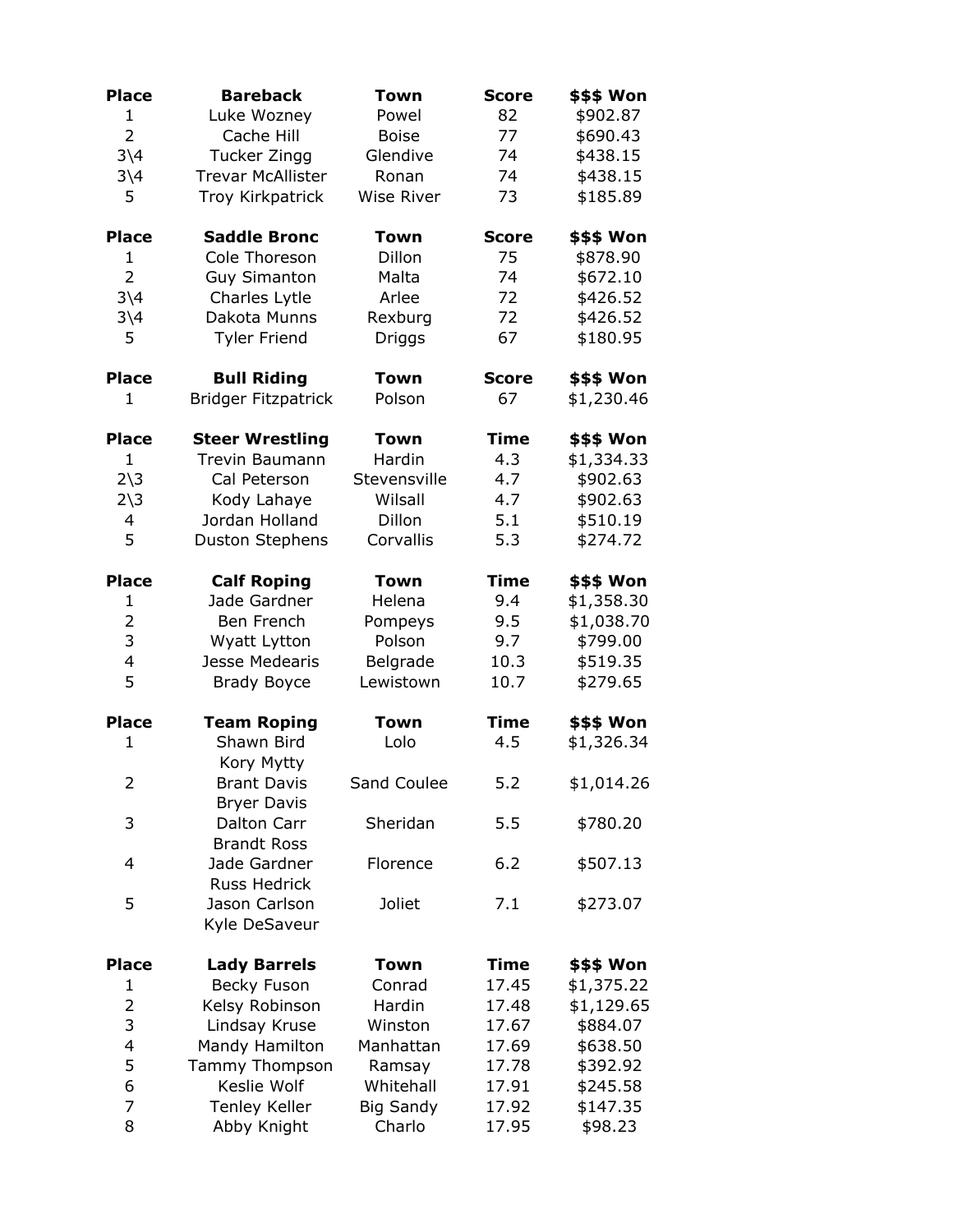| Place | Bareback | Town | Score | $$$ Won |
|---|---|---|---|---|
| 1 | Luke Wozney | Powel | 82 | $902.87 |
| 2 | Cache Hill | Boise | 77 | $690.43 |
| 3\4 | Tucker Zingg | Glendive | 74 | $438.15 |
| 3\4 | Trevar McAllister | Ronan | 74 | $438.15 |
| 5 | Troy Kirkpatrick | Wise River | 73 | $185.89 |

| Place | Saddle Bronc | Town | Score | $$$ Won |
|---|---|---|---|---|
| 1 | Cole Thoreson | Dillon | 75 | $878.90 |
| 2 | Guy Simanton | Malta | 74 | $672.10 |
| 3\4 | Charles Lytle | Arlee | 72 | $426.52 |
| 3\4 | Dakota Munns | Rexburg | 72 | $426.52 |
| 5 | Tyler Friend | Driggs | 67 | $180.95 |

| Place | Bull Riding | Town | Score | $$$ Won |
|---|---|---|---|---|
| 1 | Bridger Fitzpatrick | Polson | 67 | $1,230.46 |

| Place | Steer Wrestling | Town | Time | $$$ Won |
|---|---|---|---|---|
| 1 | Trevin Baumann | Hardin | 4.3 | $1,334.33 |
| 2\3 | Cal Peterson | Stevensville | 4.7 | $902.63 |
| 2\3 | Kody Lahaye | Wilsall | 4.7 | $902.63 |
| 4 | Jordan Holland | Dillon | 5.1 | $510.19 |
| 5 | Duston Stephens | Corvallis | 5.3 | $274.72 |

| Place | Calf Roping | Town | Time | $$$ Won |
|---|---|---|---|---|
| 1 | Jade Gardner | Helena | 9.4 | $1,358.30 |
| 2 | Ben French | Pompeys | 9.5 | $1,038.70 |
| 3 | Wyatt Lytton | Polson | 9.7 | $799.00 |
| 4 | Jesse Medearis | Belgrade | 10.3 | $519.35 |
| 5 | Brady Boyce | Lewistown | 10.7 | $279.65 |

| Place | Team Roping | Town | Time | $$$ Won |
|---|---|---|---|---|
| 1 | Shawn Bird<br>Kory Mytty | Lolo | 4.5 | $1,326.34 |
| 2 | Brant Davis<br>Bryer Davis | Sand Coulee | 5.2 | $1,014.26 |
| 3 | Dalton Carr<br>Brandt Ross | Sheridan | 5.5 | $780.20 |
| 4 | Jade Gardner<br>Russ Hedrick | Florence | 6.2 | $507.13 |
| 5 | Jason Carlson<br>Kyle DeSaveur | Joliet | 7.1 | $273.07 |

| Place | Lady Barrels | Town | Time | $$$ Won |
|---|---|---|---|---|
| 1 | Becky Fuson | Conrad | 17.45 | $1,375.22 |
| 2 | Kelsy Robinson | Hardin | 17.48 | $1,129.65 |
| 3 | Lindsay Kruse | Winston | 17.67 | $884.07 |
| 4 | Mandy Hamilton | Manhattan | 17.69 | $638.50 |
| 5 | Tammy Thompson | Ramsay | 17.78 | $392.92 |
| 6 | Keslie Wolf | Whitehall | 17.91 | $245.58 |
| 7 | Tenley Keller | Big Sandy | 17.92 | $147.35 |
| 8 | Abby Knight | Charlo | 17.95 | $98.23 |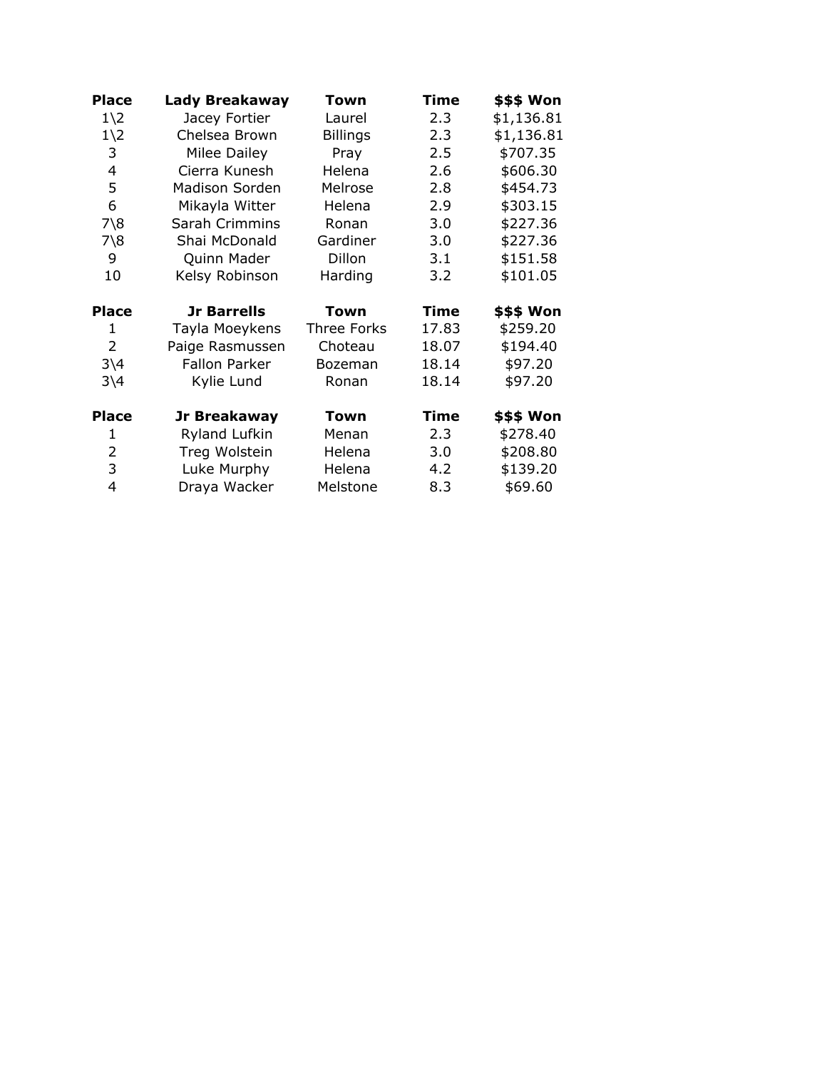| Place | Lady Breakaway | Town | Time | $$$ Won |
|---|---|---|---|---|
| 1\2 | Jacey Fortier | Laurel | 2.3 | $1,136.81 |
| 1\2 | Chelsea Brown | Billings | 2.3 | $1,136.81 |
| 3 | Milee Dailey | Pray | 2.5 | $707.35 |
| 4 | Cierra Kunesh | Helena | 2.6 | $606.30 |
| 5 | Madison Sorden | Melrose | 2.8 | $454.73 |
| 6 | Mikayla Witter | Helena | 2.9 | $303.15 |
| 7\8 | Sarah Crimmins | Ronan | 3.0 | $227.36 |
| 7\8 | Shai McDonald | Gardiner | 3.0 | $227.36 |
| 9 | Quinn Mader | Dillon | 3.1 | $151.58 |
| 10 | Kelsy Robinson | Harding | 3.2 | $101.05 |

| Place | Jr Barrells | Town | Time | $$$ Won |
|---|---|---|---|---|
| 1 | Tayla Moeykens | Three Forks | 17.83 | $259.20 |
| 2 | Paige Rasmussen | Choteau | 18.07 | $194.40 |
| 3\4 | Fallon Parker | Bozeman | 18.14 | $97.20 |
| 3\4 | Kylie Lund | Ronan | 18.14 | $97.20 |

| Place | Jr Breakaway | Town | Time | $$$ Won |
|---|---|---|---|---|
| 1 | Ryland Lufkin | Menan | 2.3 | $278.40 |
| 2 | Treg Wolstein | Helena | 3.0 | $208.80 |
| 3 | Luke Murphy | Helena | 4.2 | $139.20 |
| 4 | Draya Wacker | Melstone | 8.3 | $69.60 |